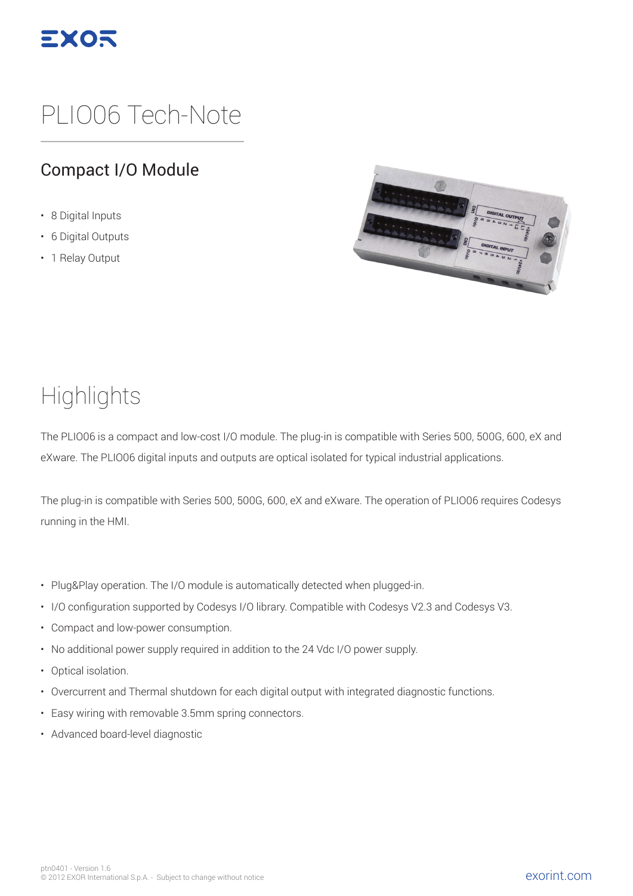# PLIO06 Tech-Note

## Compact I/O Module

- 8 Digital Inputs
- 6 Digital Outputs
- 1 Relay Output

# Highlights

The PLIO06 is a compact and low-cost I/O module. The plug-in is compatible with Series 500, 500G, 600, eX and eXware. The PLIO06 digital inputs and outputs are optical isolated for typical industrial applications.

The plug-in is compatible with Series 500, 500G, 600, eX and eXware. The operation of PLIO06 requires Codesys running in the HMI.

- Plug&Play operation. The I/O module is automatically detected when plugged-in.
- I/O configuration supported by Codesys I/O library. Compatible with Codesys V2.3 and Codesys V3.
- Compact and low-power consumption.
- No additional power supply required in addition to the 24 Vdc I/O power supply.
- Optical isolation.
- Overcurrent and Thermal shutdown for each digital output with integrated diagnostic functions.
- Easy wiring with removable 3.5mm spring connectors.
- Advanced board-level diagnostic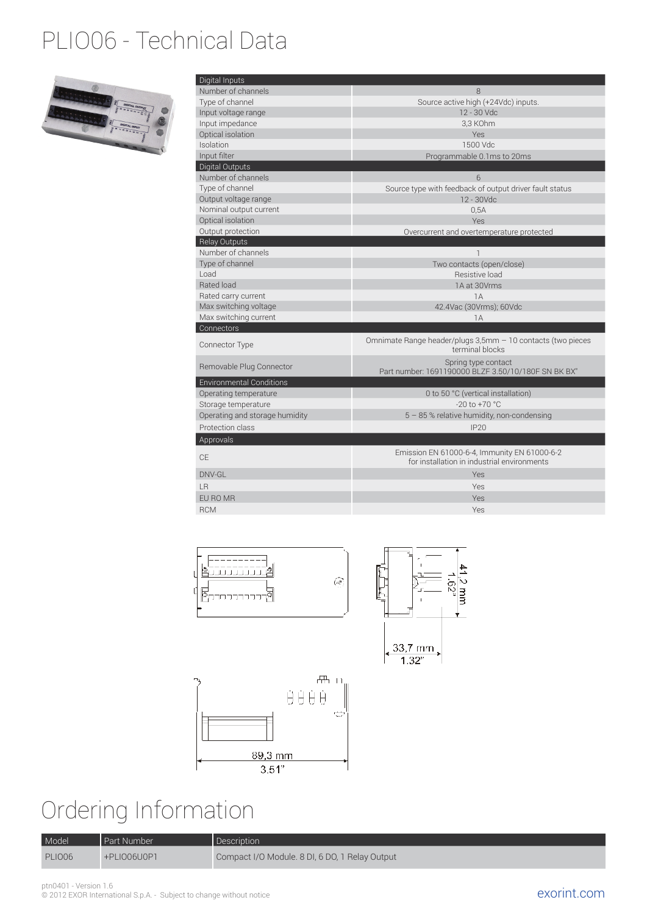# PLIO06 - Technical Data

| | |
|---|---|
| **Digital Inputs** | |
| Number of channels | 8 |
| Type of channel | Source active high (+24Vdc) inputs. |
| Input voltage range | 12 - 30 Vdc |
| Input impedance | 3,3 KOhm |
| Optical isolation | Yes |
| Isolation | 1500 Vdc |
| Input filter | Programmable 0.1ms to 20ms |
| **Digital Outputs** | |
| Number of channels | 6 |
| Type of channel | Source type with feedback of output driver fault status |
| Output voltage range | 12 - 30Vdc |
| Nominal output current | 0,5A |
| Optical isolation | Yes |
| Output protection | Overcurrent and overtemperature protected |
| **Relay Outputs** | |
| Number of channels | 1 |
| Type of channel | Two contacts (open/close) |
| Load | Resistive load |
| Rated load | 1A at 30Vrms |
| Rated carry current | 1A |
| Max switching voltage | 42.4Vac (30Vrms); 60Vdc |
| Max switching current | 1A |
| **Connectors** | |
| Connector Type | Omnimate Range header/plugs 3,5mm – 10 contacts (two pieces terminal blocks |
| Removable Plug Connector | Spring type contact<br>Part number: 1691190000 BLZF 3.50/10/180F SN BK BX" |
| **Environmental Conditions** | |
| Operating temperature | 0 to 50 °C (vertical installation) |
| Storage temperature | -20 to +70 °C |
| Operating and storage humidity | 5 – 85 % relative humidity, non-condensing |
| Protection class | IP20 |
| **Approvals** | |
| CE | Emission EN 61000-6-4, Immunity EN 61000-6-2 for installation in industrial environments |
| DNV-GL | Yes |
| LR | Yes |
| EU RO MR | Yes |
| RCM | Yes |

41,2 mm
1.62"

33,7 mm
1.32"

89,3 mm
3.51"

# Ordering Information

| Model | Part Number | Description |
|---|---|---|
| PLIO06 | +PLIO06U0P1 | Compact I/O Module. 8 DI, 6 DO, 1 Relay Output |

ptn0401 - Version 1.6
© 2012 EXOR International S.p.A. - Subject to change without notice

exorint.com